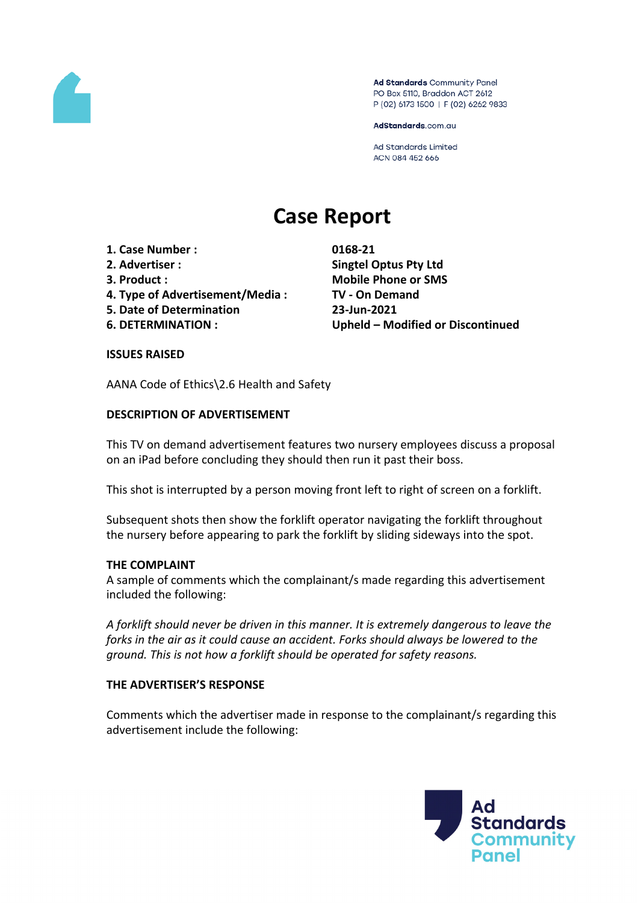Ad Standards Community Panel
PO Box 5110, Braddon ACT 2612
P (02) 6173 1500 | F (02) 6262 9833

AdStandards.com.au

Ad Standards Limited
ACN 084 452 666

# Case Report

| | |
|---|---|
| **1. Case Number :** | **0168-21** |
| **2. Advertiser :** | **Singtel Optus Pty Ltd** |
| **3. Product :** | **Mobile Phone or SMS** |
| **4. Type of Advertisement/Media :** | **TV - On Demand** |
| **5. Date of Determination** | **23-Jun-2021** |
| **6. DETERMINATION :** | **Upheld – Modified or Discontinued** |

**ISSUES RAISED**

AANA Code of Ethics\2.6 Health and Safety

**DESCRIPTION OF ADVERTISEMENT**

This TV on demand advertisement features two nursery employees discuss a proposal on an iPad before concluding they should then run it past their boss.

This shot is interrupted by a person moving front left to right of screen on a forklift.

Subsequent shots then show the forklift operator navigating the forklift throughout the nursery before appearing to park the forklift by sliding sideways into the spot.

**THE COMPLAINT**

A sample of comments which the complainant/s made regarding this advertisement included the following:

*A forklift should never be driven in this manner. It is extremely dangerous to leave the forks in the air as it could cause an accident. Forks should always be lowered to the ground. This is not how a forklift should be operated for safety reasons.*

**THE ADVERTISER'S RESPONSE**

Comments which the advertiser made in response to the complainant/s regarding this advertisement include the following: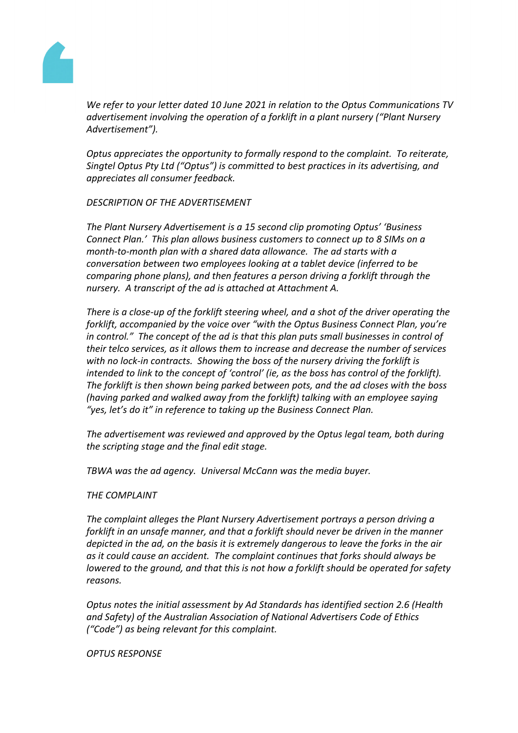*We refer to your letter dated 10 June 2021 in relation to the Optus Communications TV advertisement involving the operation of a forklift in a plant nursery ("Plant Nursery Advertisement").*

*Optus appreciates the opportunity to formally respond to the complaint. To reiterate, Singtel Optus Pty Ltd ("Optus") is committed to best practices in its advertising, and appreciates all consumer feedback.*

*DESCRIPTION OF THE ADVERTISEMENT*

*The Plant Nursery Advertisement is a 15 second clip promoting Optus' 'Business Connect Plan.' This plan allows business customers to connect up to 8 SIMs on a month-to-month plan with a shared data allowance. The ad starts with a conversation between two employees looking at a tablet device (inferred to be comparing phone plans), and then features a person driving a forklift through the nursery. A transcript of the ad is attached at Attachment A.*

*There is a close-up of the forklift steering wheel, and a shot of the driver operating the forklift, accompanied by the voice over "with the Optus Business Connect Plan, you're in control." The concept of the ad is that this plan puts small businesses in control of their telco services, as it allows them to increase and decrease the number of services with no lock-in contracts. Showing the boss of the nursery driving the forklift is intended to link to the concept of 'control' (ie, as the boss has control of the forklift). The forklift is then shown being parked between pots, and the ad closes with the boss (having parked and walked away from the forklift) talking with an employee saying "yes, let's do it" in reference to taking up the Business Connect Plan.*

*The advertisement was reviewed and approved by the Optus legal team, both during the scripting stage and the final edit stage.*

*TBWA was the ad agency. Universal McCann was the media buyer.*

*THE COMPLAINT*

*The complaint alleges the Plant Nursery Advertisement portrays a person driving a forklift in an unsafe manner, and that a forklift should never be driven in the manner depicted in the ad, on the basis it is extremely dangerous to leave the forks in the air as it could cause an accident. The complaint continues that forks should always be lowered to the ground, and that this is not how a forklift should be operated for safety reasons.*

*Optus notes the initial assessment by Ad Standards has identified section 2.6 (Health and Safety) of the Australian Association of National Advertisers Code of Ethics ("Code") as being relevant for this complaint.*

*OPTUS RESPONSE*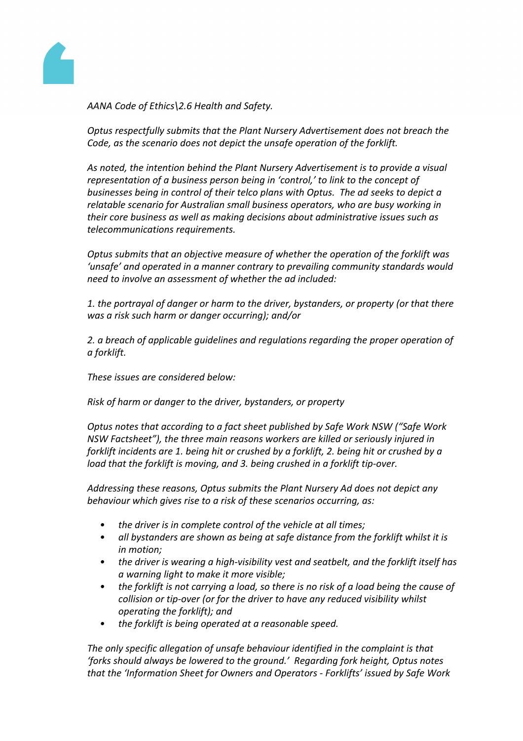*AANA Code of Ethics\2.6 Health and Safety.*

*Optus respectfully submits that the Plant Nursery Advertisement does not breach the Code, as the scenario does not depict the unsafe operation of the forklift.*

*As noted, the intention behind the Plant Nursery Advertisement is to provide a visual representation of a business person being in 'control,' to link to the concept of businesses being in control of their telco plans with Optus. The ad seeks to depict a relatable scenario for Australian small business operators, who are busy working in their core business as well as making decisions about administrative issues such as telecommunications requirements.*

*Optus submits that an objective measure of whether the operation of the forklift was 'unsafe' and operated in a manner contrary to prevailing community standards would need to involve an assessment of whether the ad included:*

*1. the portrayal of danger or harm to the driver, bystanders, or property (or that there was a risk such harm or danger occurring); and/or*

*2. a breach of applicable guidelines and regulations regarding the proper operation of a forklift.*

*These issues are considered below:*

*Risk of harm or danger to the driver, bystanders, or property*

*Optus notes that according to a fact sheet published by Safe Work NSW ("Safe Work NSW Factsheet"), the three main reasons workers are killed or seriously injured in forklift incidents are 1. being hit or crushed by a forklift, 2. being hit or crushed by a load that the forklift is moving, and 3. being crushed in a forklift tip-over.*

*Addressing these reasons, Optus submits the Plant Nursery Ad does not depict any behaviour which gives rise to a risk of these scenarios occurring, as:*

- *the driver is in complete control of the vehicle at all times;*
- *all bystanders are shown as being at safe distance from the forklift whilst it is in motion;*
- *the driver is wearing a high-visibility vest and seatbelt, and the forklift itself has a warning light to make it more visible;*
- *the forklift is not carrying a load, so there is no risk of a load being the cause of collision or tip-over (or for the driver to have any reduced visibility whilst operating the forklift); and*
- *the forklift is being operated at a reasonable speed.*

*The only specific allegation of unsafe behaviour identified in the complaint is that 'forks should always be lowered to the ground.' Regarding fork height, Optus notes that the 'Information Sheet for Owners and Operators - Forklifts' issued by Safe Work*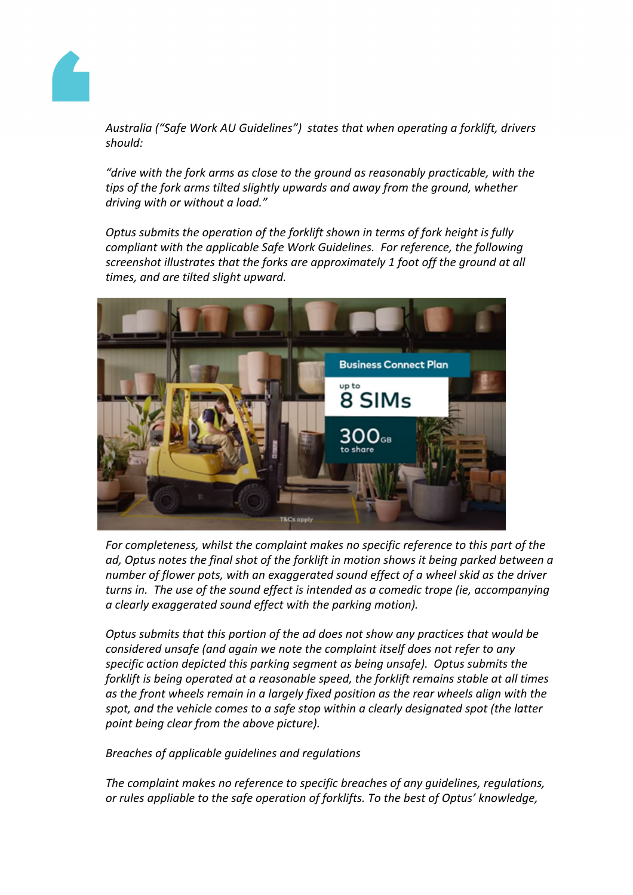*Australia ("Safe Work AU Guidelines") states that when operating a forklift, drivers should:*

*"drive with the fork arms as close to the ground as reasonably practicable, with the tips of the fork arms tilted slightly upwards and away from the ground, whether driving with or without a load."*

*Optus submits the operation of the forklift shown in terms of fork height is fully compliant with the applicable Safe Work Guidelines. For reference, the following screenshot illustrates that the forks are approximately 1 foot off the ground at all times, and are tilted slight upward.*

*For completeness, whilst the complaint makes no specific reference to this part of the ad, Optus notes the final shot of the forklift in motion shows it being parked between a number of flower pots, with an exaggerated sound effect of a wheel skid as the driver turns in. The use of the sound effect is intended as a comedic trope (ie, accompanying a clearly exaggerated sound effect with the parking motion).*

*Optus submits that this portion of the ad does not show any practices that would be considered unsafe (and again we note the complaint itself does not refer to any specific action depicted this parking segment as being unsafe). Optus submits the forklift is being operated at a reasonable speed, the forklift remains stable at all times as the front wheels remain in a largely fixed position as the rear wheels align with the spot, and the vehicle comes to a safe stop within a clearly designated spot (the latter point being clear from the above picture).*

*Breaches of applicable guidelines and regulations*

*The complaint makes no reference to specific breaches of any guidelines, regulations, or rules appliable to the safe operation of forklifts. To the best of Optus' knowledge,*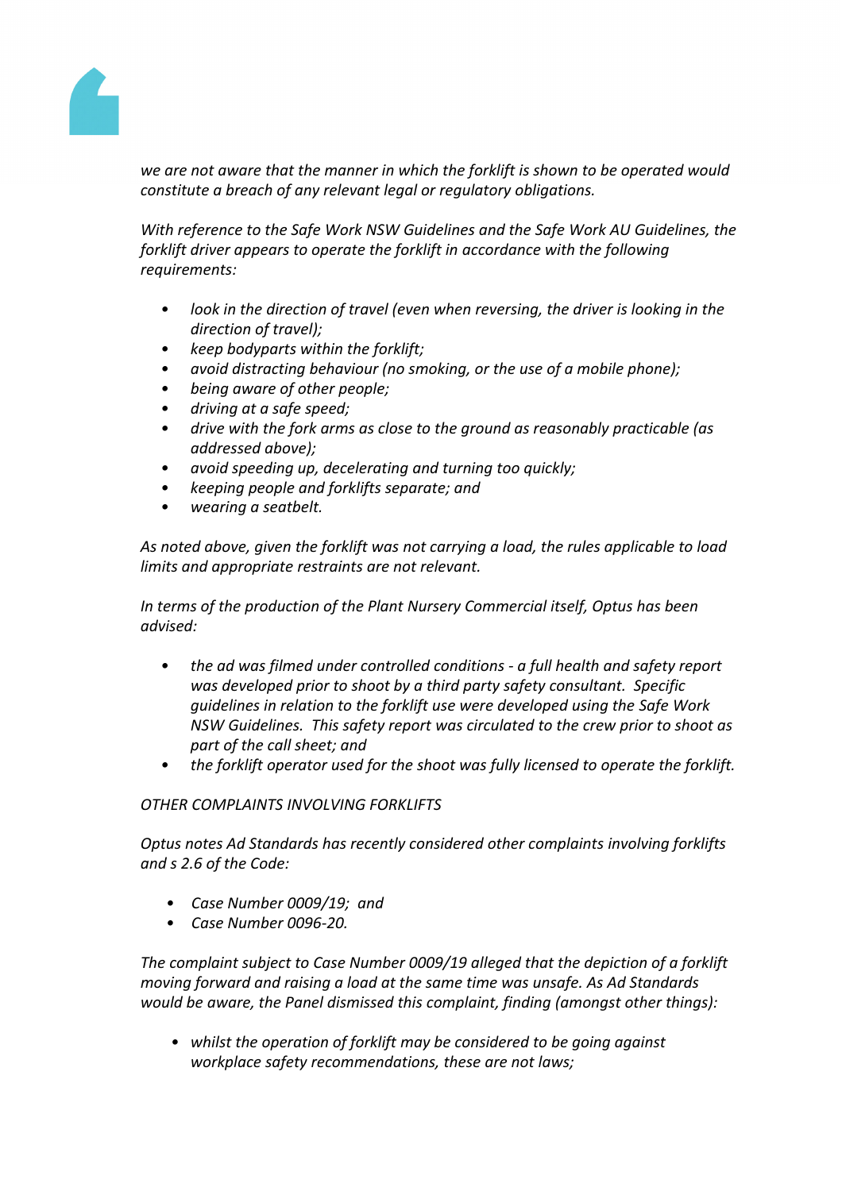*we are not aware that the manner in which the forklift is shown to be operated would constitute a breach of any relevant legal or regulatory obligations.*

*With reference to the Safe Work NSW Guidelines and the Safe Work AU Guidelines, the forklift driver appears to operate the forklift in accordance with the following requirements:*

- *look in the direction of travel (even when reversing, the driver is looking in the direction of travel);*
- *keep bodyparts within the forklift;*
- *avoid distracting behaviour (no smoking, or the use of a mobile phone);*
- *being aware of other people;*
- *driving at a safe speed;*
- *drive with the fork arms as close to the ground as reasonably practicable (as addressed above);*
- *avoid speeding up, decelerating and turning too quickly;*
- *keeping people and forklifts separate; and*
- *wearing a seatbelt.*

*As noted above, given the forklift was not carrying a load, the rules applicable to load limits and appropriate restraints are not relevant.*

*In terms of the production of the Plant Nursery Commercial itself, Optus has been advised:*

- *the ad was filmed under controlled conditions - a full health and safety report was developed prior to shoot by a third party safety consultant. Specific guidelines in relation to the forklift use were developed using the Safe Work NSW Guidelines. This safety report was circulated to the crew prior to shoot as part of the call sheet; and*
- *the forklift operator used for the shoot was fully licensed to operate the forklift.*

*OTHER COMPLAINTS INVOLVING FORKLIFTS*

*Optus notes Ad Standards has recently considered other complaints involving forklifts and s 2.6 of the Code:*

- *Case Number 0009/19; and*
- *Case Number 0096-20.*

*The complaint subject to Case Number 0009/19 alleged that the depiction of a forklift moving forward and raising a load at the same time was unsafe. As Ad Standards would be aware, the Panel dismissed this complaint, finding (amongst other things):*

- *whilst the operation of forklift may be considered to be going against workplace safety recommendations, these are not laws;*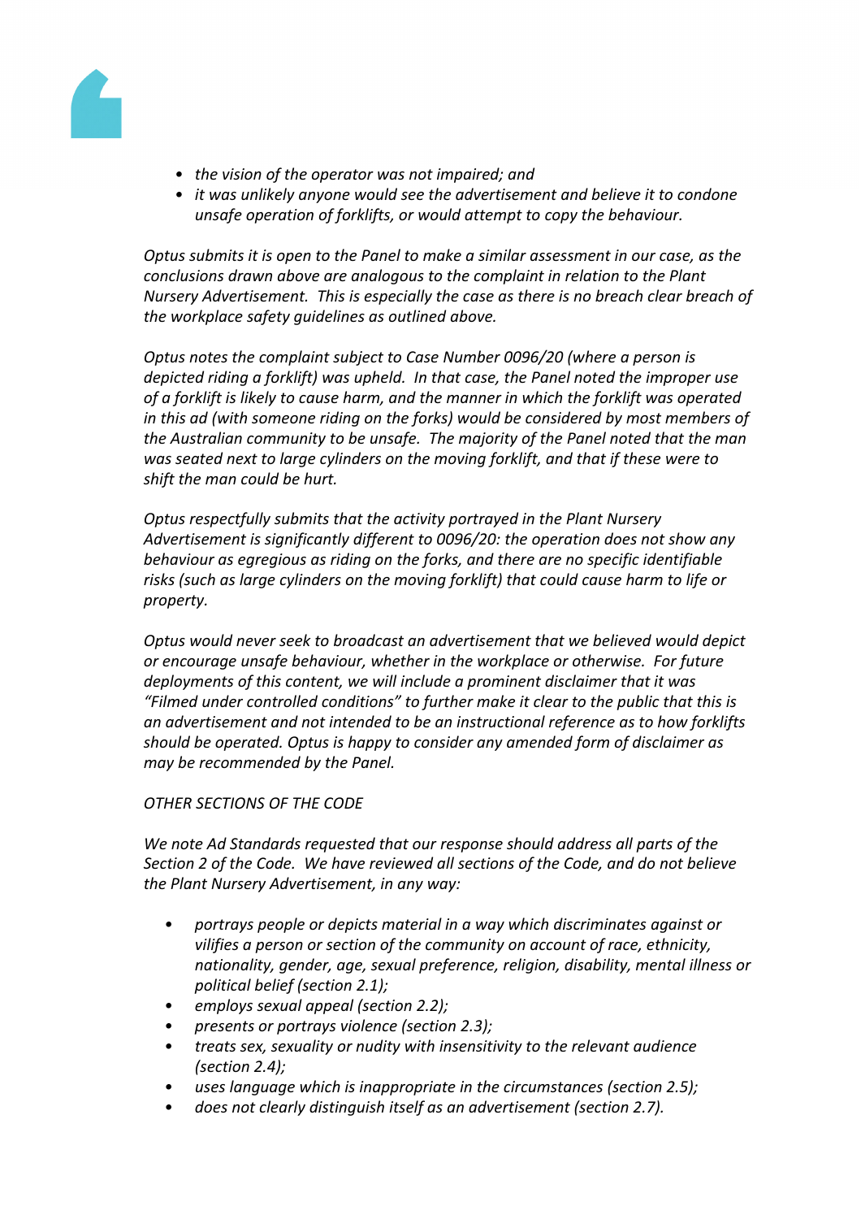- *the vision of the operator was not impaired; and*
- *it was unlikely anyone would see the advertisement and believe it to condone unsafe operation of forklifts, or would attempt to copy the behaviour.*

*Optus submits it is open to the Panel to make a similar assessment in our case, as the conclusions drawn above are analogous to the complaint in relation to the Plant Nursery Advertisement. This is especially the case as there is no breach clear breach of the workplace safety guidelines as outlined above.*

*Optus notes the complaint subject to Case Number 0096/20 (where a person is depicted riding a forklift) was upheld. In that case, the Panel noted the improper use of a forklift is likely to cause harm, and the manner in which the forklift was operated in this ad (with someone riding on the forks) would be considered by most members of the Australian community to be unsafe. The majority of the Panel noted that the man was seated next to large cylinders on the moving forklift, and that if these were to shift the man could be hurt.*

*Optus respectfully submits that the activity portrayed in the Plant Nursery Advertisement is significantly different to 0096/20: the operation does not show any behaviour as egregious as riding on the forks, and there are no specific identifiable risks (such as large cylinders on the moving forklift) that could cause harm to life or property.*

*Optus would never seek to broadcast an advertisement that we believed would depict or encourage unsafe behaviour, whether in the workplace or otherwise. For future deployments of this content, we will include a prominent disclaimer that it was "Filmed under controlled conditions" to further make it clear to the public that this is an advertisement and not intended to be an instructional reference as to how forklifts should be operated. Optus is happy to consider any amended form of disclaimer as may be recommended by the Panel.*

*OTHER SECTIONS OF THE CODE*

*We note Ad Standards requested that our response should address all parts of the Section 2 of the Code. We have reviewed all sections of the Code, and do not believe the Plant Nursery Advertisement, in any way:*

- *portrays people or depicts material in a way which discriminates against or vilifies a person or section of the community on account of race, ethnicity, nationality, gender, age, sexual preference, religion, disability, mental illness or political belief (section 2.1);*
- *employs sexual appeal (section 2.2);*
- *presents or portrays violence (section 2.3);*
- *treats sex, sexuality or nudity with insensitivity to the relevant audience (section 2.4);*
- *uses language which is inappropriate in the circumstances (section 2.5);*
- *does not clearly distinguish itself as an advertisement (section 2.7).*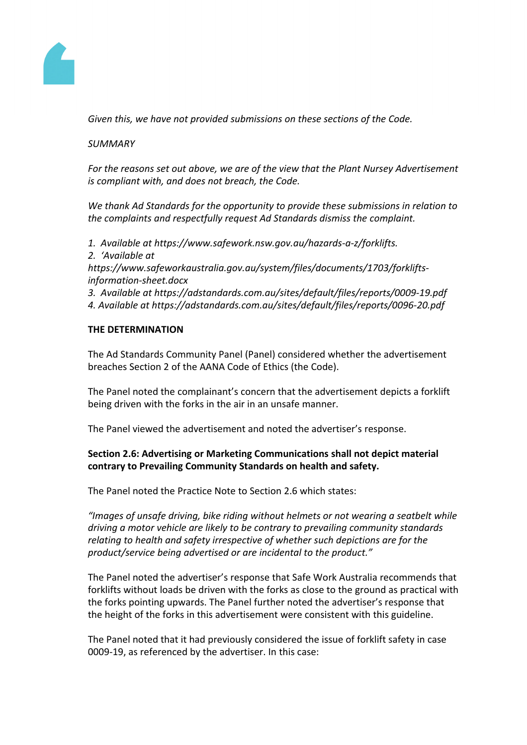*Given this, we have not provided submissions on these sections of the Code.*

*SUMMARY*

*For the reasons set out above, we are of the view that the Plant Nursey Advertisement is compliant with, and does not breach, the Code.*

*We thank Ad Standards for the opportunity to provide these submissions in relation to the complaints and respectfully request Ad Standards dismiss the complaint.*

*1. Available at https://www.safework.nsw.gov.au/hazards-a-z/forklifts.*
*2. 'Available at https://www.safeworkaustralia.gov.au/system/files/documents/1703/forklifts-information-sheet.docx*
*3. Available at https://adstandards.com.au/sites/default/files/reports/0009-19.pdf*
*4. Available at https://adstandards.com.au/sites/default/files/reports/0096-20.pdf*

**THE DETERMINATION**

The Ad Standards Community Panel (Panel) considered whether the advertisement breaches Section 2 of the AANA Code of Ethics (the Code).

The Panel noted the complainant's concern that the advertisement depicts a forklift being driven with the forks in the air in an unsafe manner.

The Panel viewed the advertisement and noted the advertiser's response.

**Section 2.6: Advertising or Marketing Communications shall not depict material contrary to Prevailing Community Standards on health and safety.**

The Panel noted the Practice Note to Section 2.6 which states:

*"Images of unsafe driving, bike riding without helmets or not wearing a seatbelt while driving a motor vehicle are likely to be contrary to prevailing community standards relating to health and safety irrespective of whether such depictions are for the product/service being advertised or are incidental to the product."*

The Panel noted the advertiser's response that Safe Work Australia recommends that forklifts without loads be driven with the forks as close to the ground as practical with the forks pointing upwards. The Panel further noted the advertiser's response that the height of the forks in this advertisement were consistent with this guideline.

The Panel noted that it had previously considered the issue of forklift safety in case 0009-19, as referenced by the advertiser. In this case: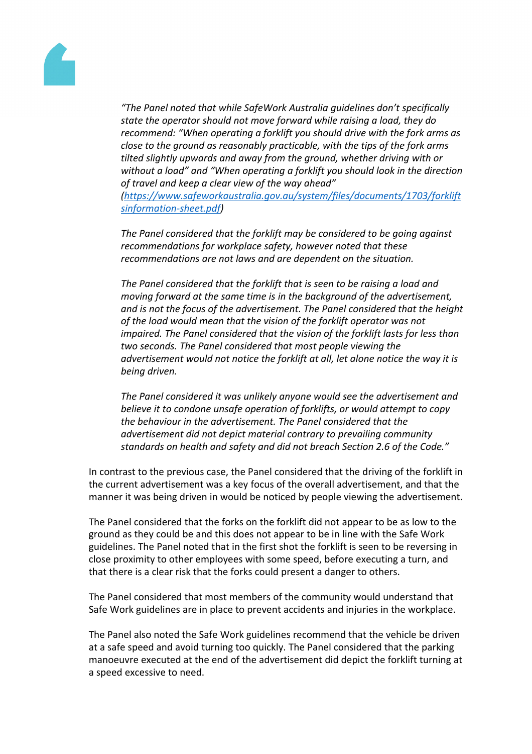*"The Panel noted that while SafeWork Australia guidelines don't specifically state the operator should not move forward while raising a load, they do recommend: "When operating a forklift you should drive with the fork arms as close to the ground as reasonably practicable, with the tips of the fork arms tilted slightly upwards and away from the ground, whether driving with or without a load" and "When operating a forklift you should look in the direction of travel and keep a clear view of the way ahead" ([https://www.safeworkaustralia.gov.au/system/files/documents/1703/forkliftsinformation-sheet.pdf](https://www.safeworkaustralia.gov.au/system/files/documents/1703/forkliftsinformation-sheet.pdf))*

*The Panel considered that the forklift may be considered to be going against recommendations for workplace safety, however noted that these recommendations are not laws and are dependent on the situation.*

*The Panel considered that the forklift that is seen to be raising a load and moving forward at the same time is in the background of the advertisement, and is not the focus of the advertisement. The Panel considered that the height of the load would mean that the vision of the forklift operator was not impaired. The Panel considered that the vision of the forklift lasts for less than two seconds. The Panel considered that most people viewing the advertisement would not notice the forklift at all, let alone notice the way it is being driven.*

*The Panel considered it was unlikely anyone would see the advertisement and believe it to condone unsafe operation of forklifts, or would attempt to copy the behaviour in the advertisement. The Panel considered that the advertisement did not depict material contrary to prevailing community standards on health and safety and did not breach Section 2.6 of the Code."*

In contrast to the previous case, the Panel considered that the driving of the forklift in the current advertisement was a key focus of the overall advertisement, and that the manner it was being driven in would be noticed by people viewing the advertisement.

The Panel considered that the forks on the forklift did not appear to be as low to the ground as they could be and this does not appear to be in line with the Safe Work guidelines. The Panel noted that in the first shot the forklift is seen to be reversing in close proximity to other employees with some speed, before executing a turn, and that there is a clear risk that the forks could present a danger to others.

The Panel considered that most members of the community would understand that Safe Work guidelines are in place to prevent accidents and injuries in the workplace.

The Panel also noted the Safe Work guidelines recommend that the vehicle be driven at a safe speed and avoid turning too quickly. The Panel considered that the parking manoeuvre executed at the end of the advertisement did depict the forklift turning at a speed excessive to need.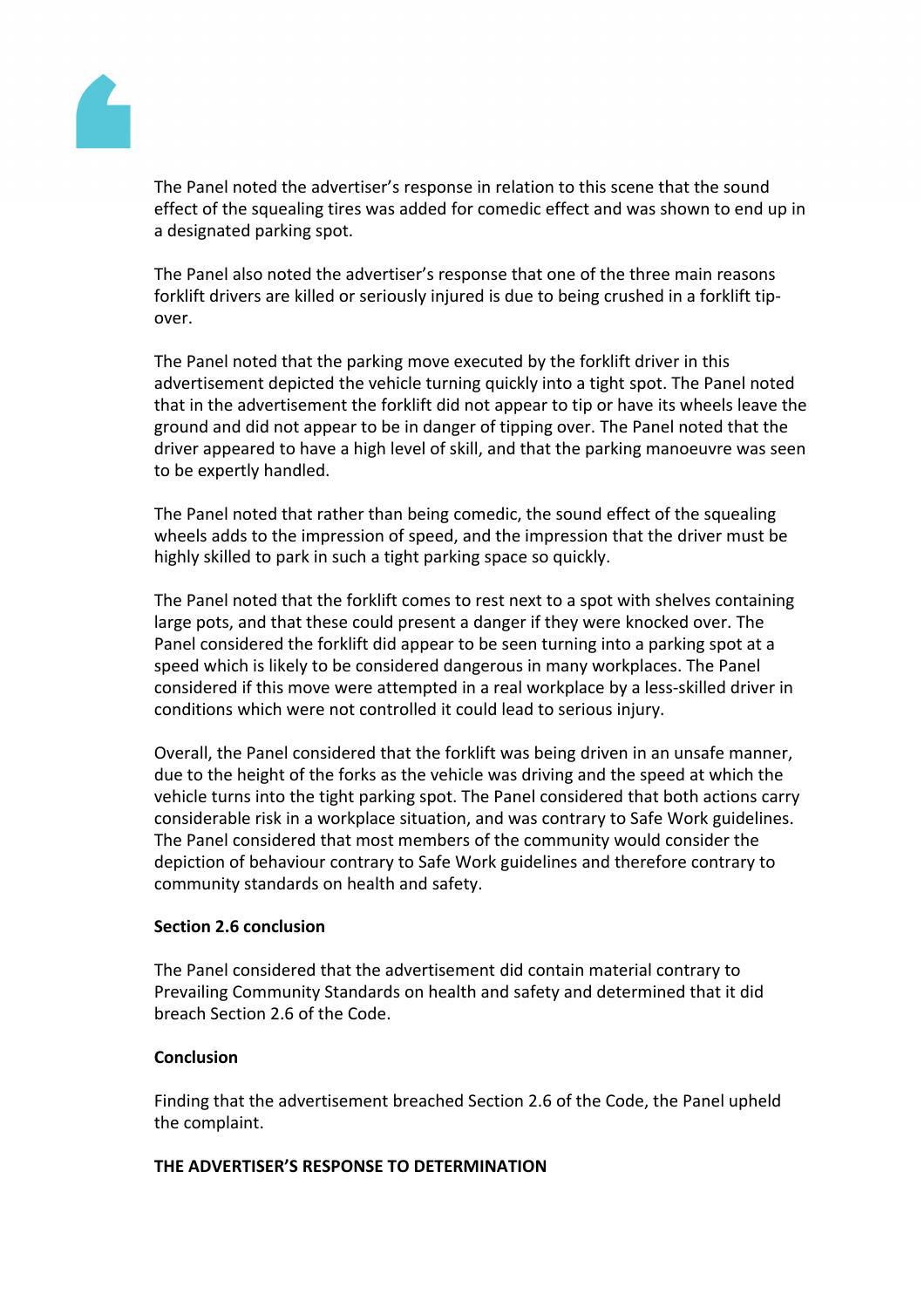The Panel noted the advertiser's response in relation to this scene that the sound effect of the squealing tires was added for comedic effect and was shown to end up in a designated parking spot.

The Panel also noted the advertiser's response that one of the three main reasons forklift drivers are killed or seriously injured is due to being crushed in a forklift tip-over.

The Panel noted that the parking move executed by the forklift driver in this advertisement depicted the vehicle turning quickly into a tight spot. The Panel noted that in the advertisement the forklift did not appear to tip or have its wheels leave the ground and did not appear to be in danger of tipping over. The Panel noted that the driver appeared to have a high level of skill, and that the parking manoeuvre was seen to be expertly handled.

The Panel noted that rather than being comedic, the sound effect of the squealing wheels adds to the impression of speed, and the impression that the driver must be highly skilled to park in such a tight parking space so quickly.

The Panel noted that the forklift comes to rest next to a spot with shelves containing large pots, and that these could present a danger if they were knocked over. The Panel considered the forklift did appear to be seen turning into a parking spot at a speed which is likely to be considered dangerous in many workplaces. The Panel considered if this move were attempted in a real workplace by a less-skilled driver in conditions which were not controlled it could lead to serious injury.

Overall, the Panel considered that the forklift was being driven in an unsafe manner, due to the height of the forks as the vehicle was driving and the speed at which the vehicle turns into the tight parking spot. The Panel considered that both actions carry considerable risk in a workplace situation, and was contrary to Safe Work guidelines. The Panel considered that most members of the community would consider the depiction of behaviour contrary to Safe Work guidelines and therefore contrary to community standards on health and safety.

**Section 2.6 conclusion**

The Panel considered that the advertisement did contain material contrary to Prevailing Community Standards on health and safety and determined that it did breach Section 2.6 of the Code.

**Conclusion**

Finding that the advertisement breached Section 2.6 of the Code, the Panel upheld the complaint.

**THE ADVERTISER'S RESPONSE TO DETERMINATION**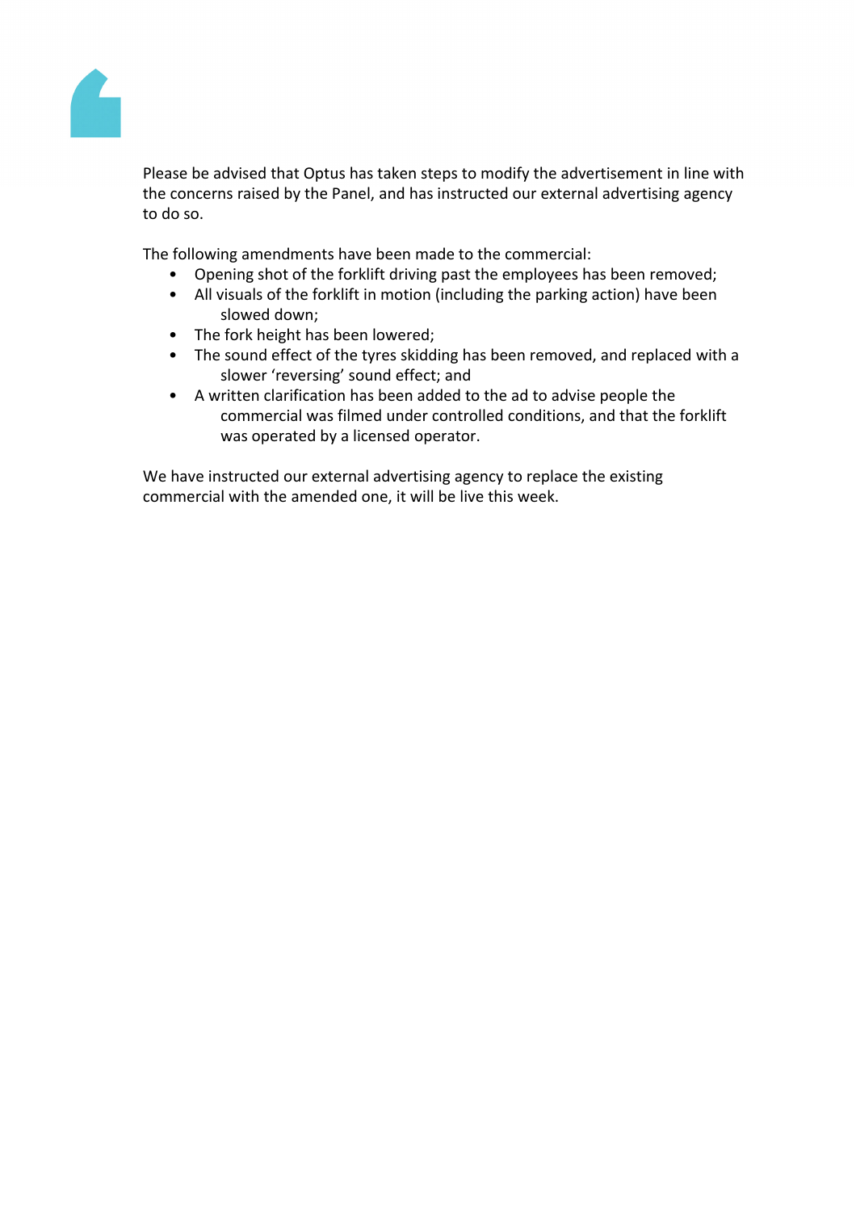Please be advised that Optus has taken steps to modify the advertisement in line with the concerns raised by the Panel, and has instructed our external advertising agency to do so.

The following amendments have been made to the commercial:

- Opening shot of the forklift driving past the employees has been removed;
- All visuals of the forklift in motion (including the parking action) have been slowed down;
- The fork height has been lowered;
- The sound effect of the tyres skidding has been removed, and replaced with a slower 'reversing' sound effect; and
- A written clarification has been added to the ad to advise people the commercial was filmed under controlled conditions, and that the forklift was operated by a licensed operator.

We have instructed our external advertising agency to replace the existing commercial with the amended one, it will be live this week.